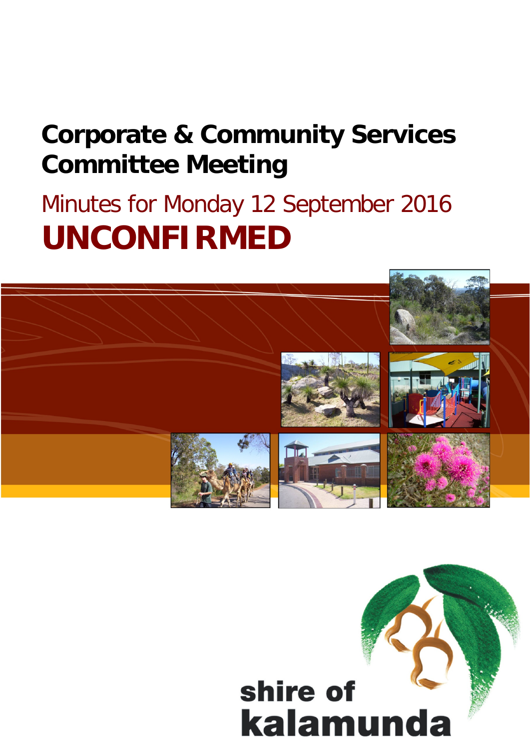# Corporate & Community Services Committee Meeting

## Minutes for Monday 12 September 2016

# UNCONFIRMED

shire of kalamunda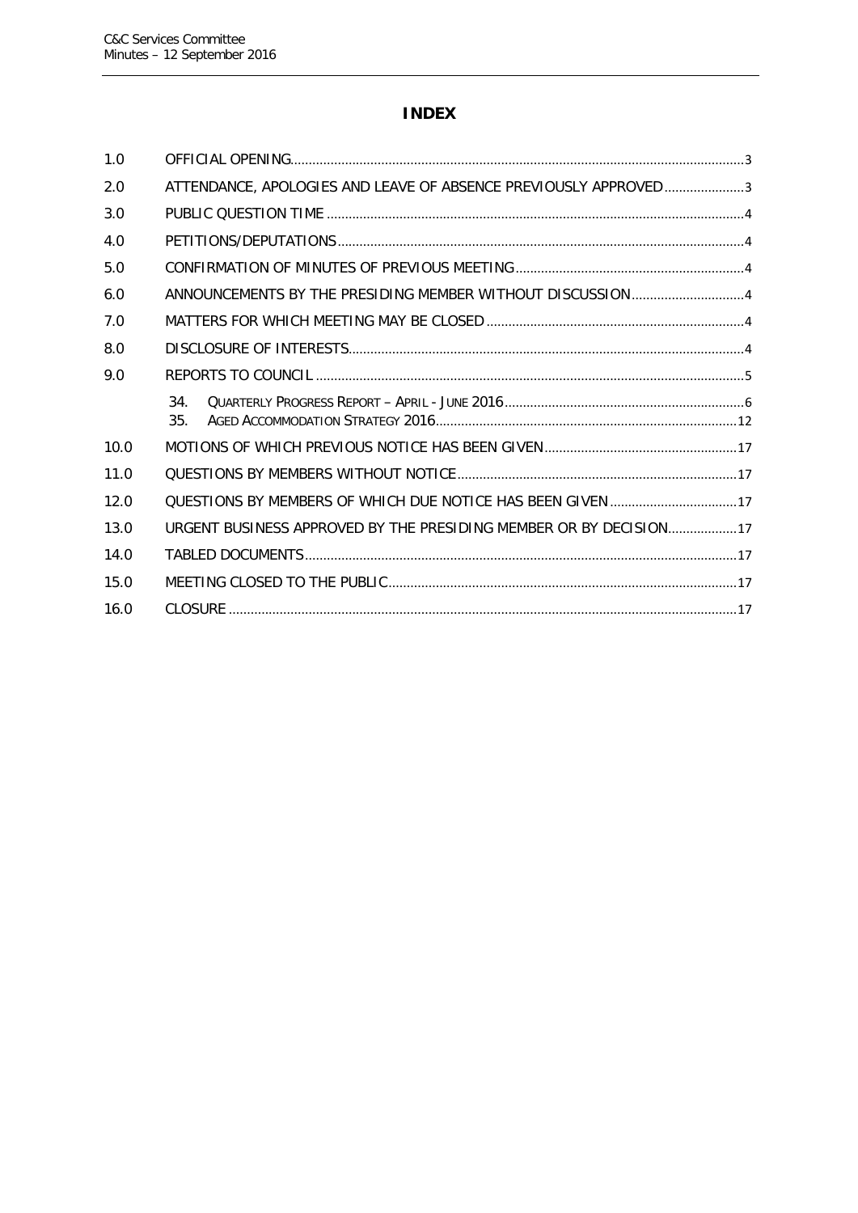# INDEX

| | | |
|---|---|---|
| 1.0 | OFFICIAL OPENING | 3 |
| 2.0 | ATTENDANCE, APOLOGIES AND LEAVE OF ABSENCE PREVIOUSLY APPROVED | 3 |
| 3.0 | PUBLIC QUESTION TIME | 4 |
| 4.0 | PETITIONS/DEPUTATIONS | 4 |
| 5.0 | CONFIRMATION OF MINUTES OF PREVIOUS MEETING | 4 |
| 6.0 | ANNOUNCEMENTS BY THE PRESIDING MEMBER WITHOUT DISCUSSION | 4 |
| 7.0 | MATTERS FOR WHICH MEETING MAY BE CLOSED | 4 |
| 8.0 | DISCLOSURE OF INTERESTS | 4 |
| 9.0 | REPORTS TO COUNCIL | 5 |
| | 34. QUARTERLY PROGRESS REPORT – APRIL - JUNE 2016 | 6 |
| | 35. AGED ACCOMMODATION STRATEGY 2016 | 12 |
| 10.0 | MOTIONS OF WHICH PREVIOUS NOTICE HAS BEEN GIVEN | 17 |
| 11.0 | QUESTIONS BY MEMBERS WITHOUT NOTICE | 17 |
| 12.0 | QUESTIONS BY MEMBERS OF WHICH DUE NOTICE HAS BEEN GIVEN | 17 |
| 13.0 | URGENT BUSINESS APPROVED BY THE PRESIDING MEMBER OR BY DECISION | 17 |
| 14.0 | TABLED DOCUMENTS | 17 |
| 15.0 | MEETING CLOSED TO THE PUBLIC | 17 |
| 16.0 | CLOSURE | 17 |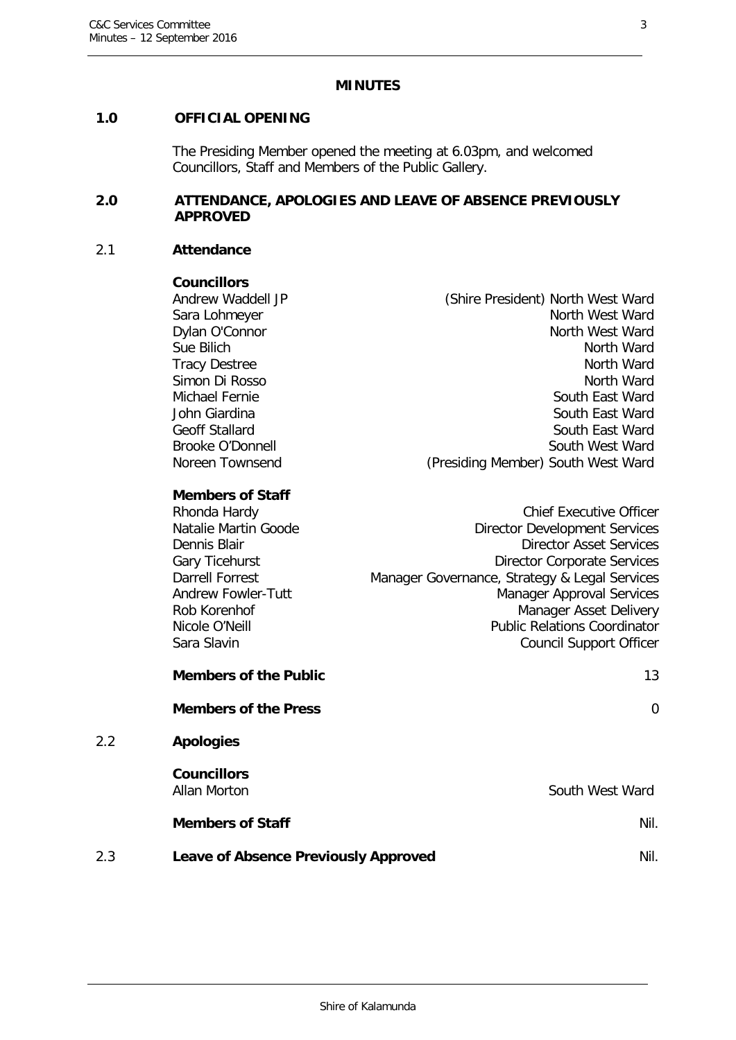# MINUTES

## 1.0 OFFICIAL OPENING

The Presiding Member opened the meeting at 6.03pm, and welcomed Councillors, Staff and Members of the Public Gallery.

## 2.0 ATTENDANCE, APOLOGIES AND LEAVE OF ABSENCE PREVIOUSLY APPROVED

### 2.1 Attendance

**Councillors**

| | |
|---|---|
| Andrew Waddell JP | (Shire President) North West Ward |
| Sara Lohmeyer | North West Ward |
| Dylan O'Connor | North West Ward |
| Sue Bilich | North Ward |
| Tracy Destree | North Ward |
| Simon Di Rosso | North Ward |
| Michael Fernie | South East Ward |
| John Giardina | South East Ward |
| Geoff Stallard | South East Ward |
| Brooke O'Donnell | South West Ward |
| Noreen Townsend | (Presiding Member) South West Ward |

**Members of Staff**

| | |
|---|---|
| Rhonda Hardy | Chief Executive Officer |
| Natalie Martin Goode | Director Development Services |
| Dennis Blair | Director Asset Services |
| Gary Ticehurst | Director Corporate Services |
| Darrell Forrest | Manager Governance, Strategy & Legal Services |
| Andrew Fowler-Tutt | Manager Approval Services |
| Rob Korenhof | Manager Asset Delivery |
| Nicole O'Neill | Public Relations Coordinator |
| Sara Slavin | Council Support Officer |

**Members of the Public** 13

**Members of the Press** 0

### 2.2 Apologies

**Councillors**

Allan Morton — South West Ward

**Members of Staff** Nil.

### 2.3 Leave of Absence Previously Approved Nil.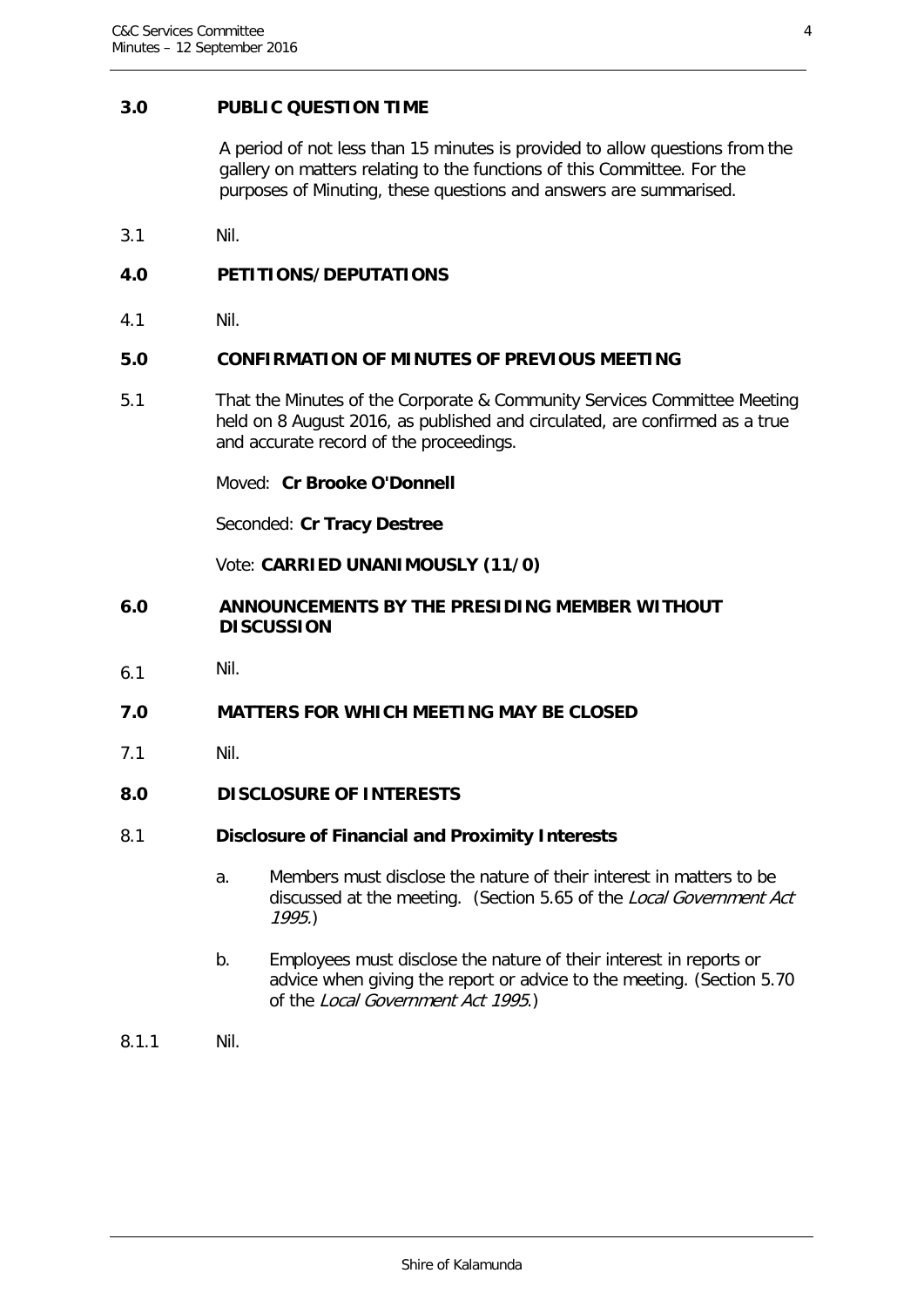## 3.0 PUBLIC QUESTION TIME

A period of not less than 15 minutes is provided to allow questions from the gallery on matters relating to the functions of this Committee. For the purposes of Minuting, these questions and answers are summarised.

3.1 Nil.

## 4.0 PETITIONS/DEPUTATIONS

4.1 Nil.

## 5.0 CONFIRMATION OF MINUTES OF PREVIOUS MEETING

5.1 That the Minutes of the Corporate & Community Services Committee Meeting held on 8 August 2016, as published and circulated, are confirmed as a true and accurate record of the proceedings.

Moved: **Cr Brooke O'Donnell**

Seconded: **Cr Tracy Destree**

Vote: **CARRIED UNANIMOUSLY (11/0)**

## 6.0 ANNOUNCEMENTS BY THE PRESIDING MEMBER WITHOUT DISCUSSION

6.1 Nil.

## 7.0 MATTERS FOR WHICH MEETING MAY BE CLOSED

7.1 Nil.

## 8.0 DISCLOSURE OF INTERESTS

### 8.1 Disclosure of Financial and Proximity Interests

a. Members must disclose the nature of their interest in matters to be discussed at the meeting. (Section 5.65 of the *Local Government Act 1995*.)

b. Employees must disclose the nature of their interest in reports or advice when giving the report or advice to the meeting. (Section 5.70 of the *Local Government Act 1995*.)

8.1.1 Nil.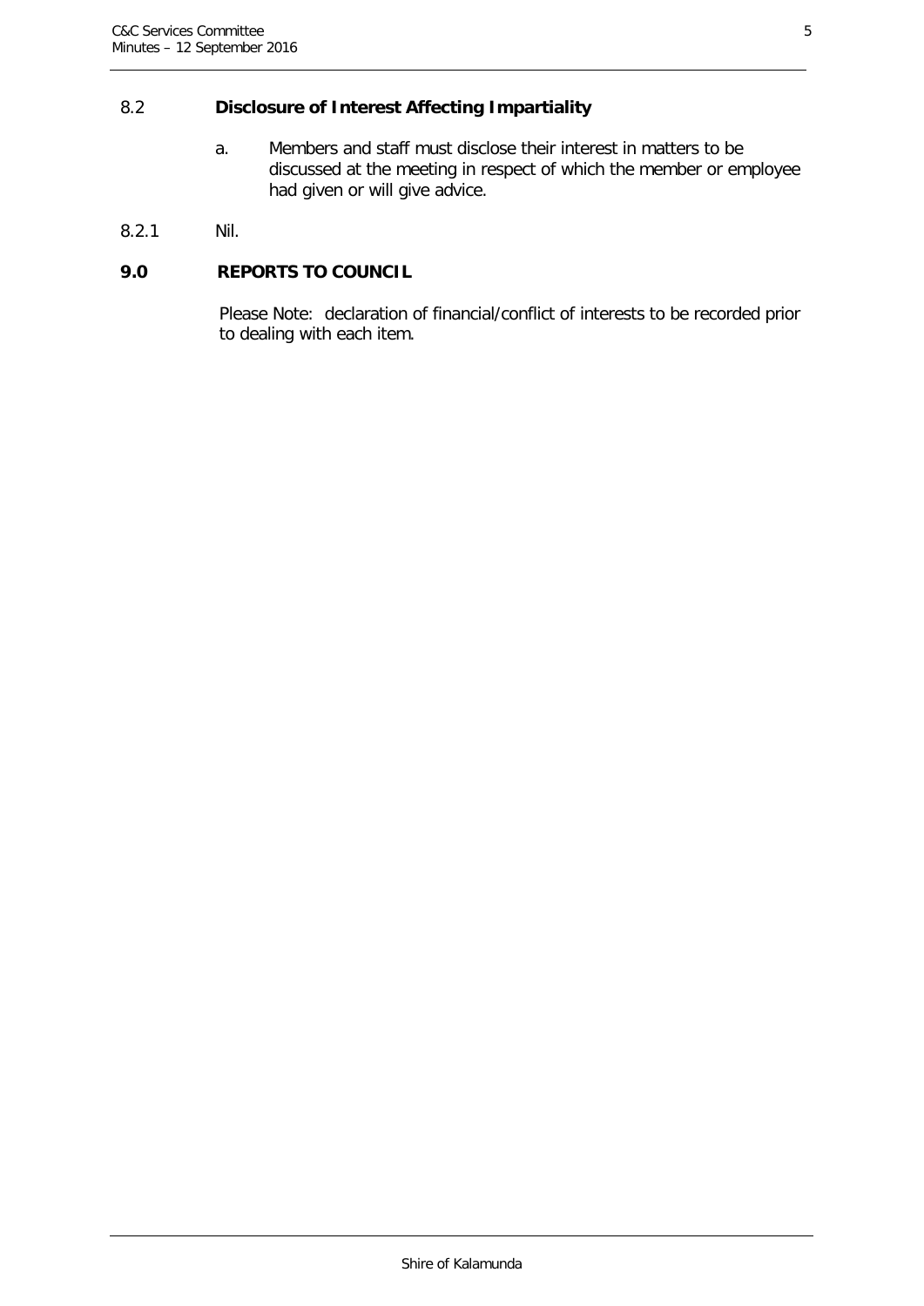## 8.2 Disclosure of Interest Affecting Impartiality

a. Members and staff must disclose their interest in matters to be discussed at the meeting in respect of which the member or employee had given or will give advice.

8.2.1 Nil.

# 9.0 REPORTS TO COUNCIL

Please Note: declaration of financial/conflict of interests to be recorded prior to dealing with each item.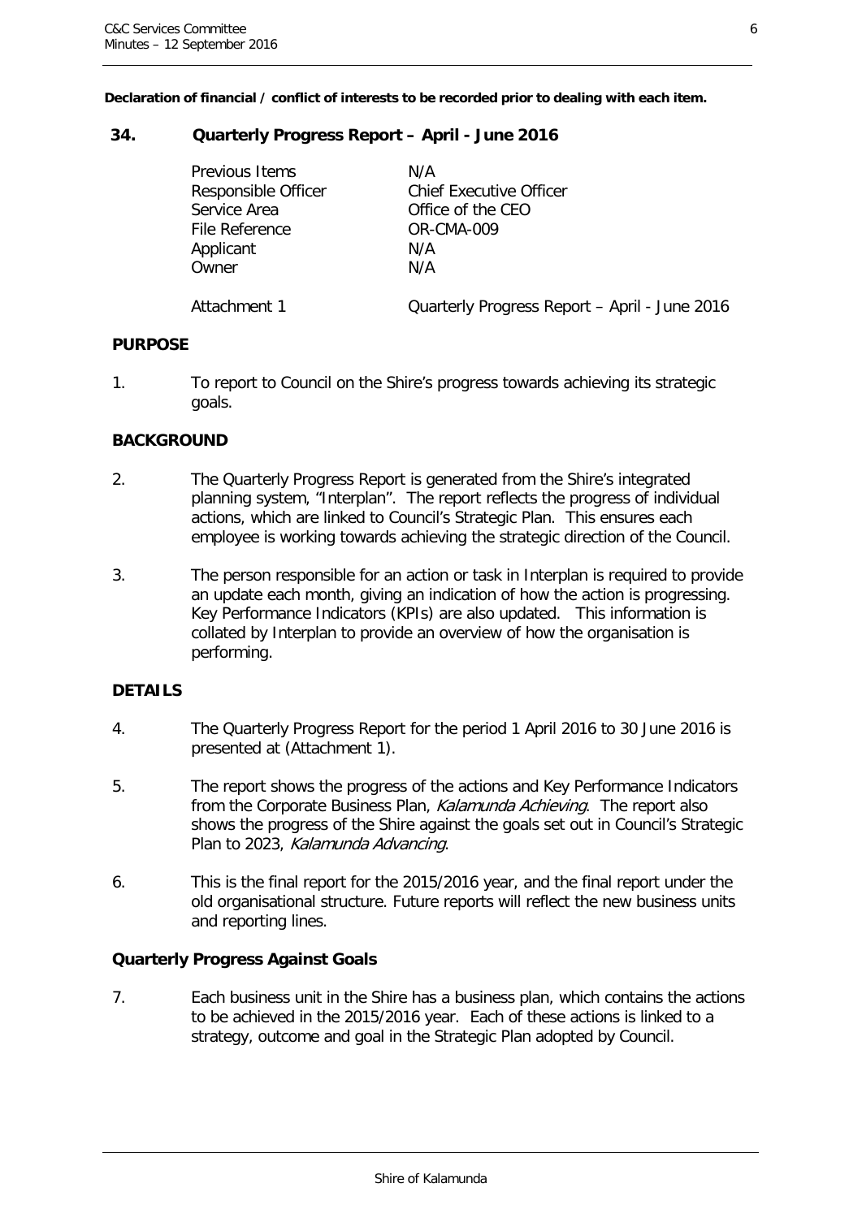**Declaration of financial / conflict of interests to be recorded prior to dealing with each item.**

## 34. Quarterly Progress Report – April - June 2016

| | |
|---|---|
| Previous Items | N/A |
| Responsible Officer | Chief Executive Officer |
| Service Area | Office of the CEO |
| File Reference | OR-CMA-009 |
| Applicant | N/A |
| Owner | N/A |
| Attachment 1 | Quarterly Progress Report – April - June 2016 |

### PURPOSE

1. To report to Council on the Shire's progress towards achieving its strategic goals.

### BACKGROUND

2. The Quarterly Progress Report is generated from the Shire's integrated planning system, "Interplan". The report reflects the progress of individual actions, which are linked to Council's Strategic Plan. This ensures each employee is working towards achieving the strategic direction of the Council.

3. The person responsible for an action or task in Interplan is required to provide an update each month, giving an indication of how the action is progressing. Key Performance Indicators (KPIs) are also updated. This information is collated by Interplan to provide an overview of how the organisation is performing.

### DETAILS

4. The Quarterly Progress Report for the period 1 April 2016 to 30 June 2016 is presented at (Attachment 1).

5. The report shows the progress of the actions and Key Performance Indicators from the Corporate Business Plan, *Kalamunda Achieving*. The report also shows the progress of the Shire against the goals set out in Council's Strategic Plan to 2023, *Kalamunda Advancing*.

6. This is the final report for the 2015/2016 year, and the final report under the old organisational structure. Future reports will reflect the new business units and reporting lines.

### Quarterly Progress Against Goals

7. Each business unit in the Shire has a business plan, which contains the actions to be achieved in the 2015/2016 year. Each of these actions is linked to a strategy, outcome and goal in the Strategic Plan adopted by Council.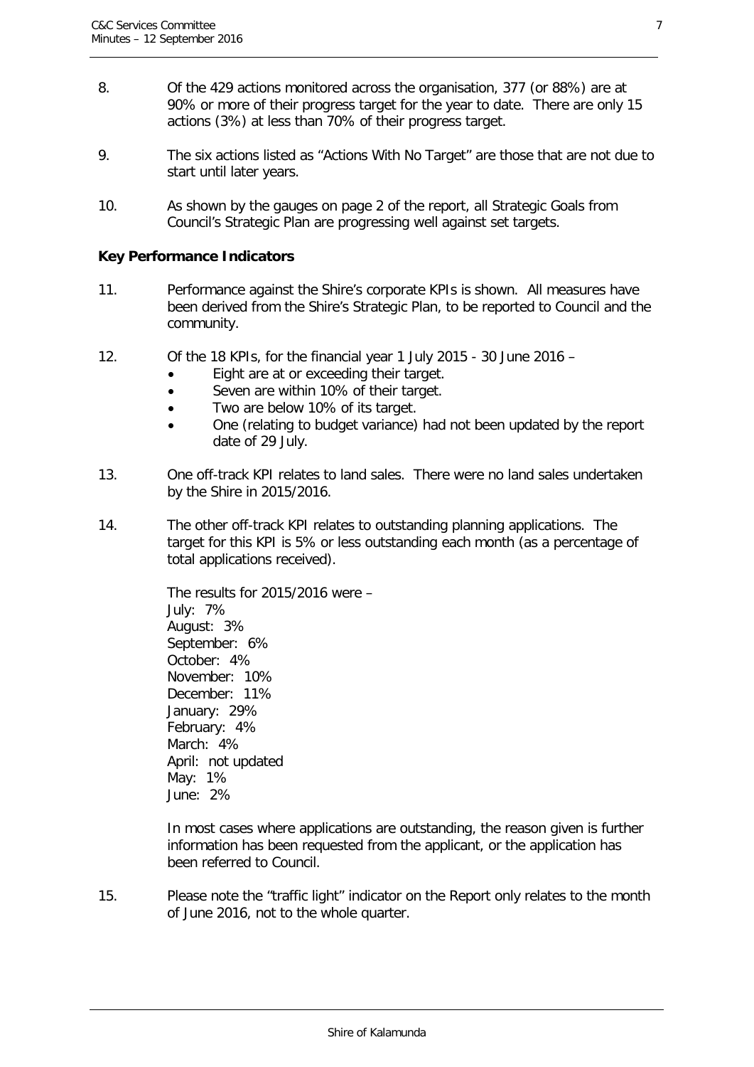8. Of the 429 actions monitored across the organisation, 377 (or 88%) are at 90% or more of their progress target for the year to date. There are only 15 actions (3%) at less than 70% of their progress target.

9. The six actions listed as "Actions With No Target" are those that are not due to start until later years.

10. As shown by the gauges on page 2 of the report, all Strategic Goals from Council's Strategic Plan are progressing well against set targets.

**Key Performance Indicators**

11. Performance against the Shire's corporate KPIs is shown. All measures have been derived from the Shire's Strategic Plan, to be reported to Council and the community.

12. Of the 18 KPIs, for the financial year 1 July 2015 - 30 June 2016 –
    - Eight are at or exceeding their target.
    - Seven are within 10% of their target.
    - Two are below 10% of its target.
    - One (relating to budget variance) had not been updated by the report date of 29 July.

13. One off-track KPI relates to land sales. There were no land sales undertaken by the Shire in 2015/2016.

14. The other off-track KPI relates to outstanding planning applications. The target for this KPI is 5% or less outstanding each month (as a percentage of total applications received).

    The results for 2015/2016 were –
    July: 7%
    August: 3%
    September: 6%
    October: 4%
    November: 10%
    December: 11%
    January: 29%
    February: 4%
    March: 4%
    April: not updated
    May: 1%
    June: 2%

    In most cases where applications are outstanding, the reason given is further information has been requested from the applicant, or the application has been referred to Council.

15. Please note the "traffic light" indicator on the Report only relates to the month of June 2016, not to the whole quarter.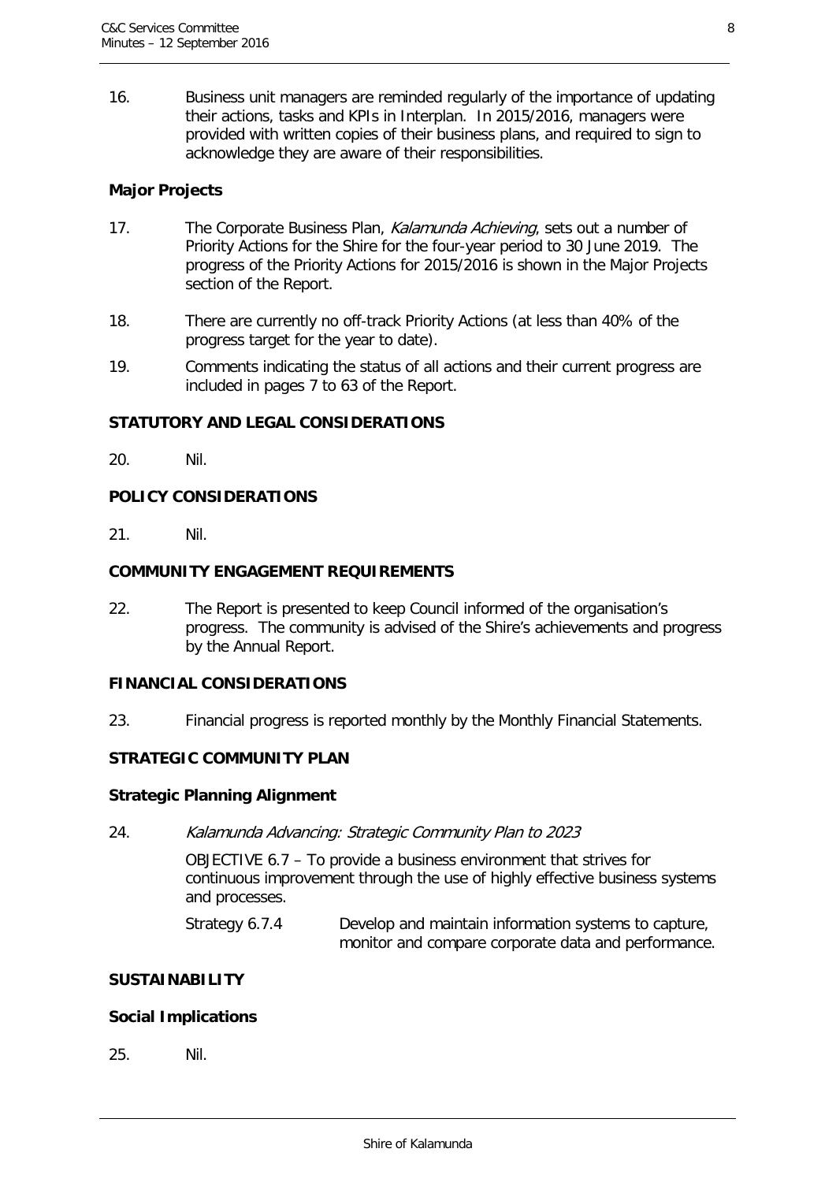16. Business unit managers are reminded regularly of the importance of updating their actions, tasks and KPIs in Interplan. In 2015/2016, managers were provided with written copies of their business plans, and required to sign to acknowledge they are aware of their responsibilities.

**Major Projects**

17. The Corporate Business Plan, *Kalamunda Achieving*, sets out a number of Priority Actions for the Shire for the four-year period to 30 June 2019. The progress of the Priority Actions for 2015/2016 is shown in the Major Projects section of the Report.

18. There are currently no off-track Priority Actions (at less than 40% of the progress target for the year to date).

19. Comments indicating the status of all actions and their current progress are included in pages 7 to 63 of the Report.

**STATUTORY AND LEGAL CONSIDERATIONS**

20. Nil.

**POLICY CONSIDERATIONS**

21. Nil.

**COMMUNITY ENGAGEMENT REQUIREMENTS**

22. The Report is presented to keep Council informed of the organisation's progress. The community is advised of the Shire's achievements and progress by the Annual Report.

**FINANCIAL CONSIDERATIONS**

23. Financial progress is reported monthly by the Monthly Financial Statements.

**STRATEGIC COMMUNITY PLAN**

**Strategic Planning Alignment**

24. *Kalamunda Advancing: Strategic Community Plan to 2023*

    OBJECTIVE 6.7 – To provide a business environment that strives for continuous improvement through the use of highly effective business systems and processes.

    Strategy 6.7.4 Develop and maintain information systems to capture, monitor and compare corporate data and performance.

**SUSTAINABILITY**

**Social Implications**

25. Nil.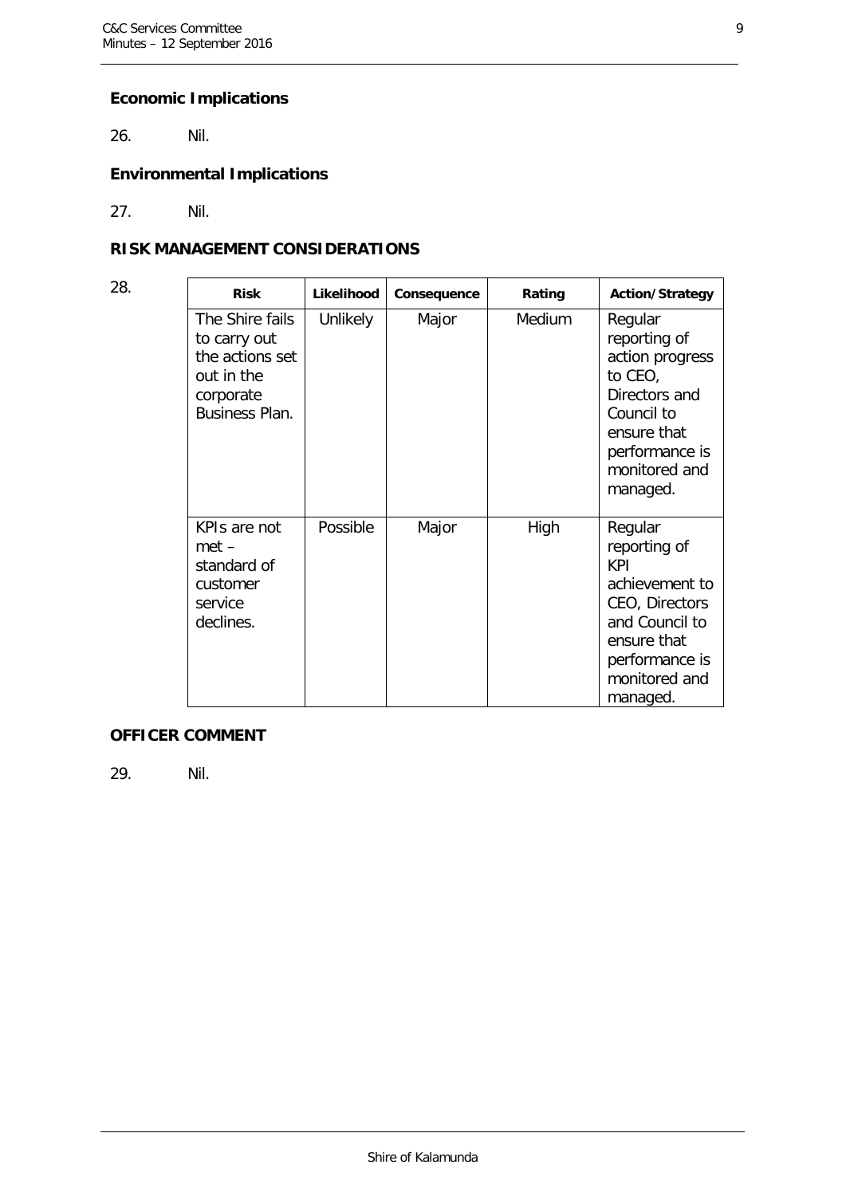### Economic Implications

26. Nil.

### Environmental Implications

27. Nil.

## RISK MANAGEMENT CONSIDERATIONS

28.

| Risk | Likelihood | Consequence | Rating | Action/Strategy |
|---|---|---|---|---|
| The Shire fails to carry out the actions set out in the corporate Business Plan. | Unlikely | Major | Medium | Regular reporting of action progress to CEO, Directors and Council to ensure that performance is monitored and managed. |
| KPIs are not met – standard of customer service declines. | Possible | Major | High | Regular reporting of KPI achievement to CEO, Directors and Council to ensure that performance is monitored and managed. |

## OFFICER COMMENT

29. Nil.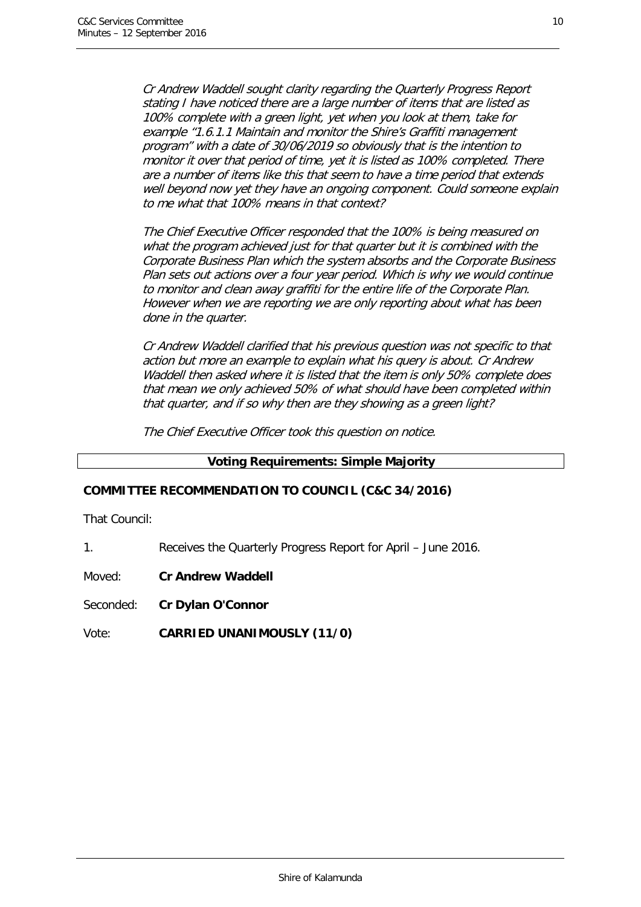*Cr Andrew Waddell sought clarity regarding the Quarterly Progress Report stating I have noticed there are a large number of items that are listed as 100% complete with a green light, yet when you look at them, take for example "1.6.1.1 Maintain and monitor the Shire's Graffiti management program" with a date of 30/06/2019 so obviously that is the intention to monitor it over that period of time, yet it is listed as 100% completed. There are a number of items like this that seem to have a time period that extends well beyond now yet they have an ongoing component. Could someone explain to me what that 100% means in that context?*

*The Chief Executive Officer responded that the 100% is being measured on what the program achieved just for that quarter but it is combined with the Corporate Business Plan which the system absorbs and the Corporate Business Plan sets out actions over a four year period. Which is why we would continue to monitor and clean away graffiti for the entire life of the Corporate Plan. However when we are reporting we are only reporting about what has been done in the quarter.*

*Cr Andrew Waddell clarified that his previous question was not specific to that action but more an example to explain what his query is about. Cr Andrew Waddell then asked where it is listed that the item is only 50% complete does that mean we only achieved 50% of what should have been completed within that quarter, and if so why then are they showing as a green light?*

*The Chief Executive Officer took this question on notice.*

**Voting Requirements: Simple Majority**

**COMMITTEE RECOMMENDATION TO COUNCIL (C&C 34/2016)**

That Council:

1. Receives the Quarterly Progress Report for April – June 2016.

Moved: **Cr Andrew Waddell**

Seconded: **Cr Dylan O'Connor**

Vote: **CARRIED UNANIMOUSLY (11/0)**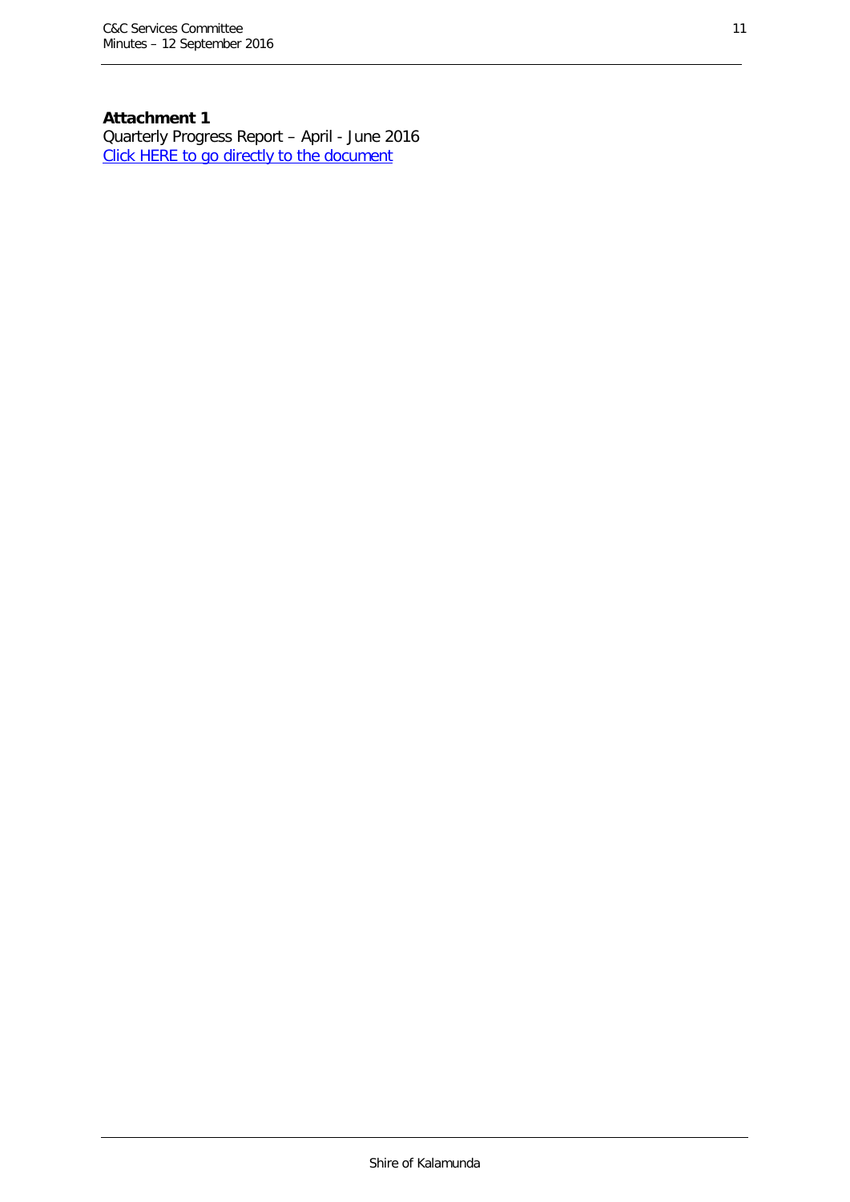**Attachment 1**

Quarterly Progress Report – April - June 2016

Click HERE to go directly to the document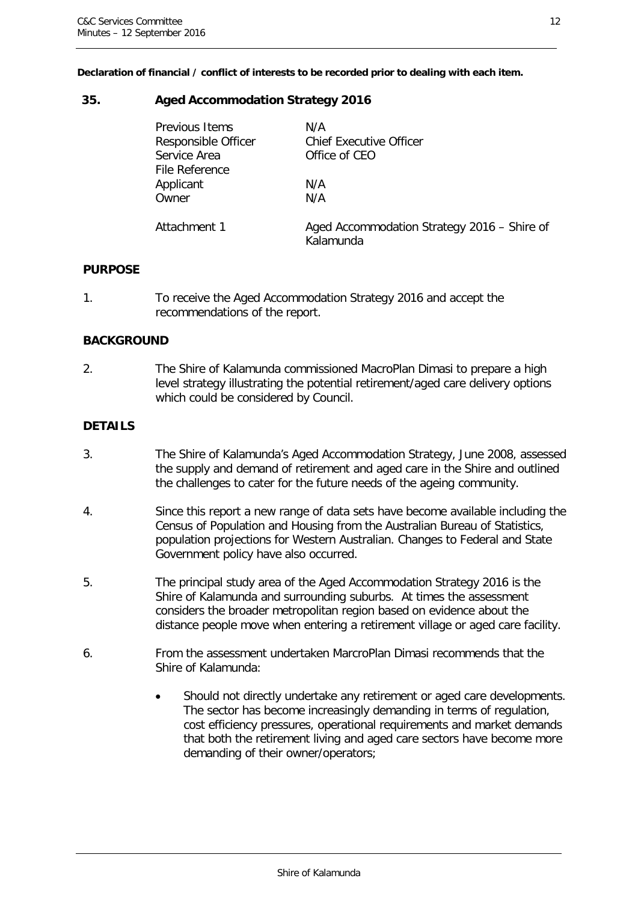**Declaration of financial / conflict of interests to be recorded prior to dealing with each item.**

## 35. Aged Accommodation Strategy 2016

| | |
|---|---|
| Previous Items | N/A |
| Responsible Officer | Chief Executive Officer |
| Service Area | Office of CEO |
| File Reference | |
| Applicant | N/A |
| Owner | N/A |
| Attachment 1 | Aged Accommodation Strategy 2016 – Shire of Kalamunda |

### PURPOSE

1. To receive the Aged Accommodation Strategy 2016 and accept the recommendations of the report.

### BACKGROUND

2. The Shire of Kalamunda commissioned MacroPlan Dimasi to prepare a high level strategy illustrating the potential retirement/aged care delivery options which could be considered by Council.

### DETAILS

3. The Shire of Kalamunda's Aged Accommodation Strategy, June 2008, assessed the supply and demand of retirement and aged care in the Shire and outlined the challenges to cater for the future needs of the ageing community.

4. Since this report a new range of data sets have become available including the Census of Population and Housing from the Australian Bureau of Statistics, population projections for Western Australian. Changes to Federal and State Government policy have also occurred.

5. The principal study area of the Aged Accommodation Strategy 2016 is the Shire of Kalamunda and surrounding suburbs. At times the assessment considers the broader metropolitan region based on evidence about the distance people move when entering a retirement village or aged care facility.

6. From the assessment undertaken MarcroPlan Dimasi recommends that the Shire of Kalamunda:

   - Should not directly undertake any retirement or aged care developments. The sector has become increasingly demanding in terms of regulation, cost efficiency pressures, operational requirements and market demands that both the retirement living and aged care sectors have become more demanding of their owner/operators;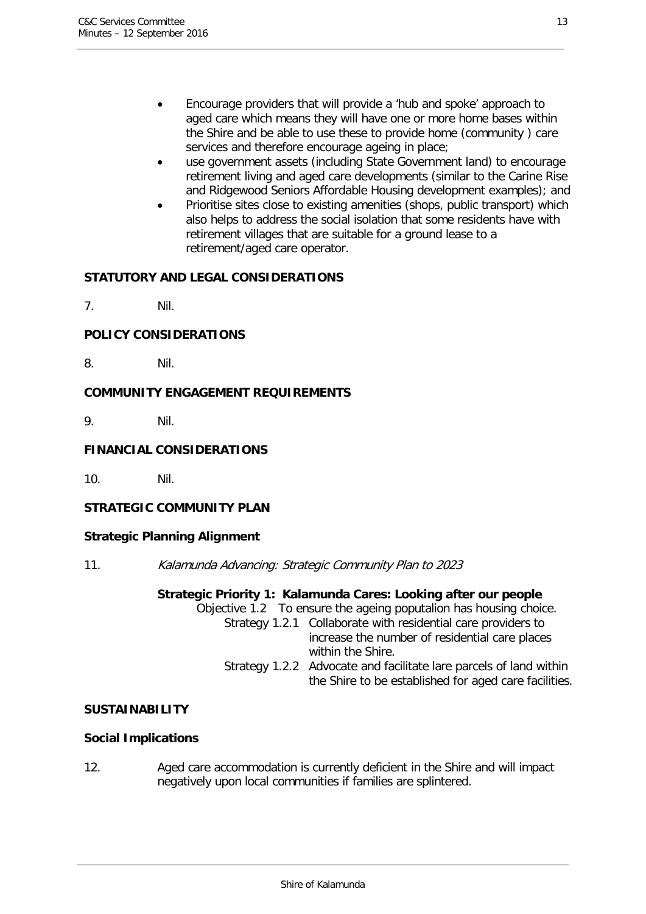- Encourage providers that will provide a 'hub and spoke' approach to aged care which means they will have one or more home bases within the Shire and be able to use these to provide home (community ) care services and therefore encourage ageing in place;
- use government assets (including State Government land) to encourage retirement living and aged care developments (similar to the Carine Rise and Ridgewood Seniors Affordable Housing development examples); and
- Prioritise sites close to existing amenities (shops, public transport) which also helps to address the social isolation that some residents have with retirement villages that are suitable for a ground lease to a retirement/aged care operator.

**STATUTORY AND LEGAL CONSIDERATIONS**

7. Nil.

**POLICY CONSIDERATIONS**

8. Nil.

**COMMUNITY ENGAGEMENT REQUIREMENTS**

9. Nil.

**FINANCIAL CONSIDERATIONS**

10. Nil.

**STRATEGIC COMMUNITY PLAN**

**Strategic Planning Alignment**

11. *Kalamunda Advancing: Strategic Community Plan to 2023*

**Strategic Priority 1: Kalamunda Cares: Looking after our people**

Objective 1.2 To ensure the ageing poputalion has housing choice.

Strategy 1.2.1 Collaborate with residential care providers to increase the number of residential care places within the Shire.

Strategy 1.2.2 Advocate and facilitate lare parcels of land within the Shire to be established for aged care facilities.

**SUSTAINABILITY**

**Social Implications**

12. Aged care accommodation is currently deficient in the Shire and will impact negatively upon local communities if families are splintered.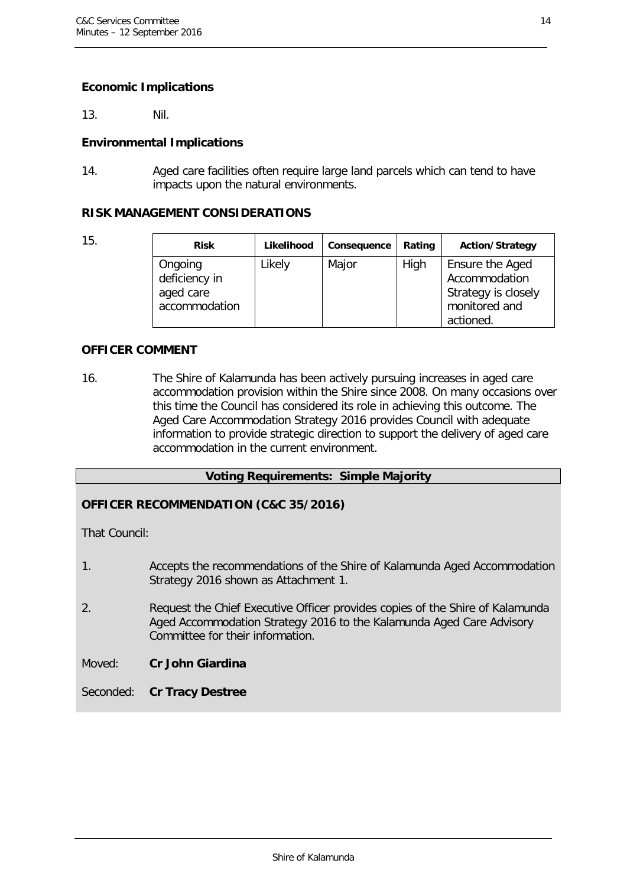**Economic Implications**

13. Nil.

**Environmental Implications**

14. Aged care facilities often require large land parcels which can tend to have impacts upon the natural environments.

**RISK MANAGEMENT CONSIDERATIONS**

15.

| Risk | Likelihood | Consequence | Rating | Action/Strategy |
|---|---|---|---|---|
| Ongoing deficiency in aged care accommodation | Likely | Major | High | Ensure the Aged Accommodation Strategy is closely monitored and actioned. |

**OFFICER COMMENT**

16. The Shire of Kalamunda has been actively pursuing increases in aged care accommodation provision within the Shire since 2008. On many occasions over this time the Council has considered its role in achieving this outcome. The Aged Care Accommodation Strategy 2016 provides Council with adequate information to provide strategic direction to support the delivery of aged care accommodation in the current environment.

**Voting Requirements: Simple Majority**

**OFFICER RECOMMENDATION (C&C 35/2016)**

That Council:

1. Accepts the recommendations of the Shire of Kalamunda Aged Accommodation Strategy 2016 shown as Attachment 1.

2. Request the Chief Executive Officer provides copies of the Shire of Kalamunda Aged Accommodation Strategy 2016 to the Kalamunda Aged Care Advisory Committee for their information.

Moved: **Cr John Giardina**

Seconded: **Cr Tracy Destree**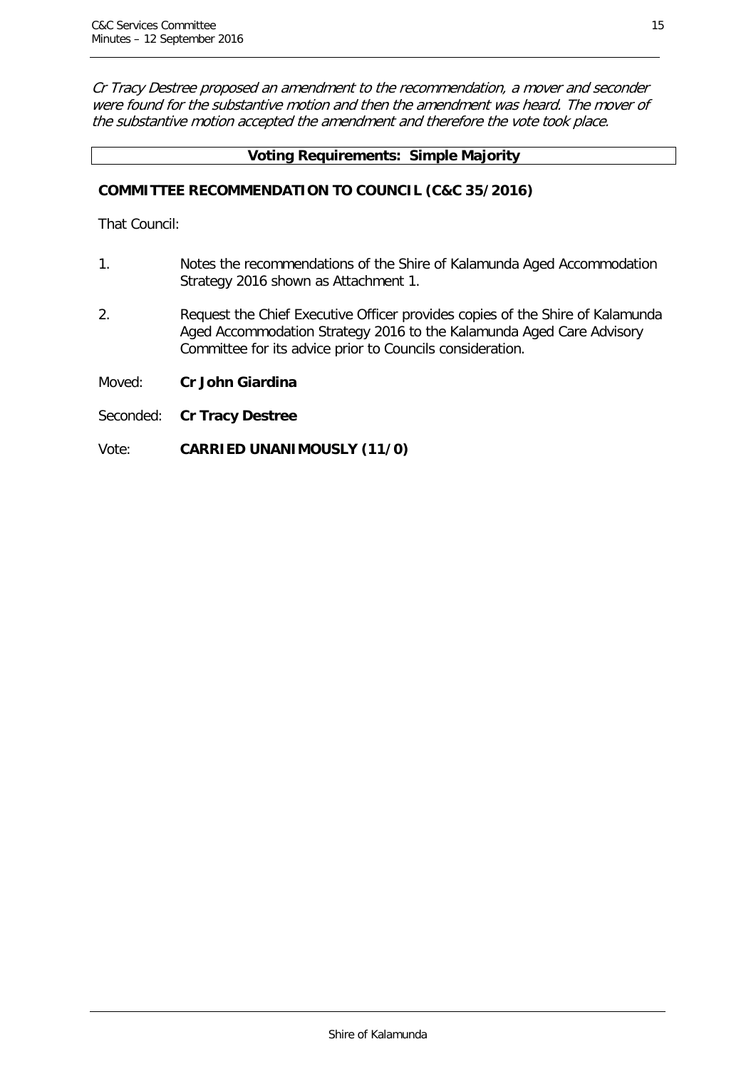*Cr Tracy Destree proposed an amendment to the recommendation, a mover and seconder were found for the substantive motion and then the amendment was heard. The mover of the substantive motion accepted the amendment and therefore the vote took place.*

| **Voting Requirements: Simple Majority** |
|---|

**COMMITTEE RECOMMENDATION TO COUNCIL (C&C 35/2016)**

That Council:

1. Notes the recommendations of the Shire of Kalamunda Aged Accommodation Strategy 2016 shown as Attachment 1.

2. Request the Chief Executive Officer provides copies of the Shire of Kalamunda Aged Accommodation Strategy 2016 to the Kalamunda Aged Care Advisory Committee for its advice prior to Councils consideration.

Moved: **Cr John Giardina**

Seconded: **Cr Tracy Destree**

Vote: **CARRIED UNANIMOUSLY (11/0)**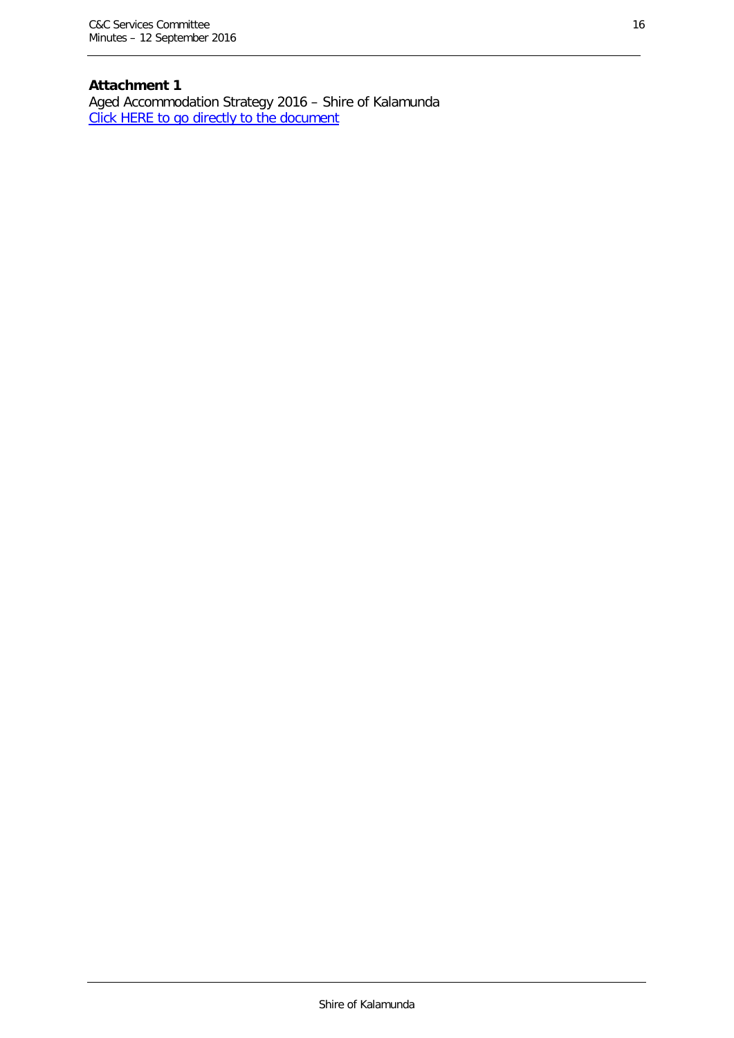**Attachment 1**

Aged Accommodation Strategy 2016 – Shire of Kalamunda

Click HERE to go directly to the document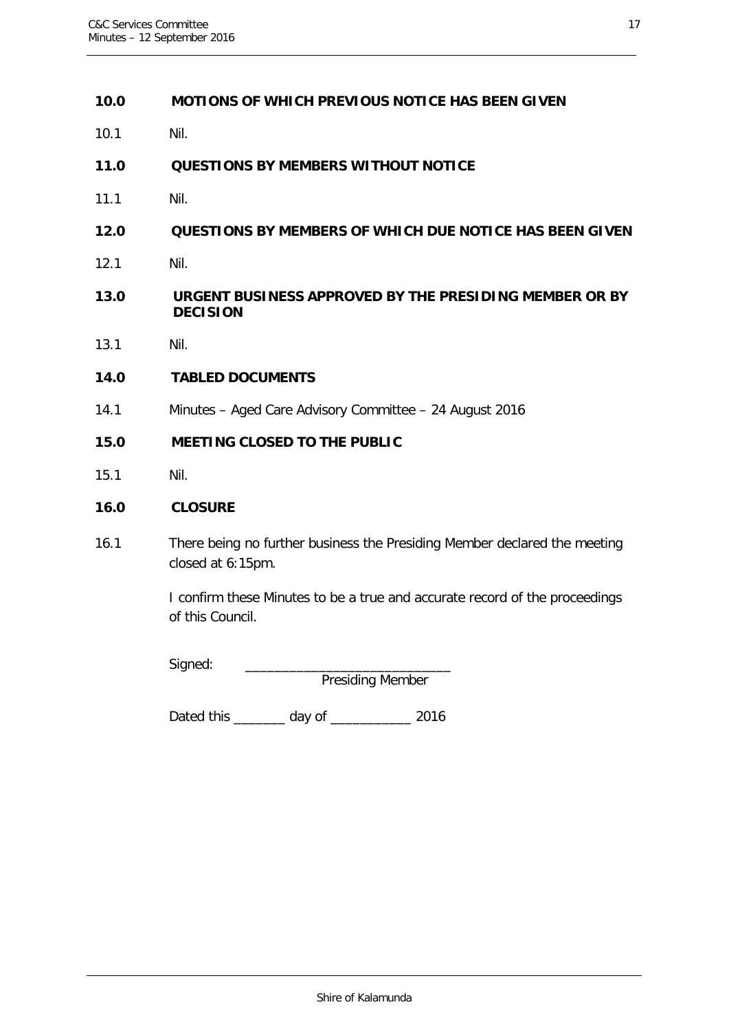## 10.0 MOTIONS OF WHICH PREVIOUS NOTICE HAS BEEN GIVEN

10.1 Nil.

## 11.0 QUESTIONS BY MEMBERS WITHOUT NOTICE

11.1 Nil.

## 12.0 QUESTIONS BY MEMBERS OF WHICH DUE NOTICE HAS BEEN GIVEN

12.1 Nil.

## 13.0 URGENT BUSINESS APPROVED BY THE PRESIDING MEMBER OR BY DECISION

13.1 Nil.

## 14.0 TABLED DOCUMENTS

14.1 Minutes – Aged Care Advisory Committee – 24 August 2016

## 15.0 MEETING CLOSED TO THE PUBLIC

15.1 Nil.

## 16.0 CLOSURE

16.1 There being no further business the Presiding Member declared the meeting closed at 6:15pm.

I confirm these Minutes to be a true and accurate record of the proceedings of this Council.

Signed: ____________________________
Presiding Member

Dated this _______ day of ___________ 2016